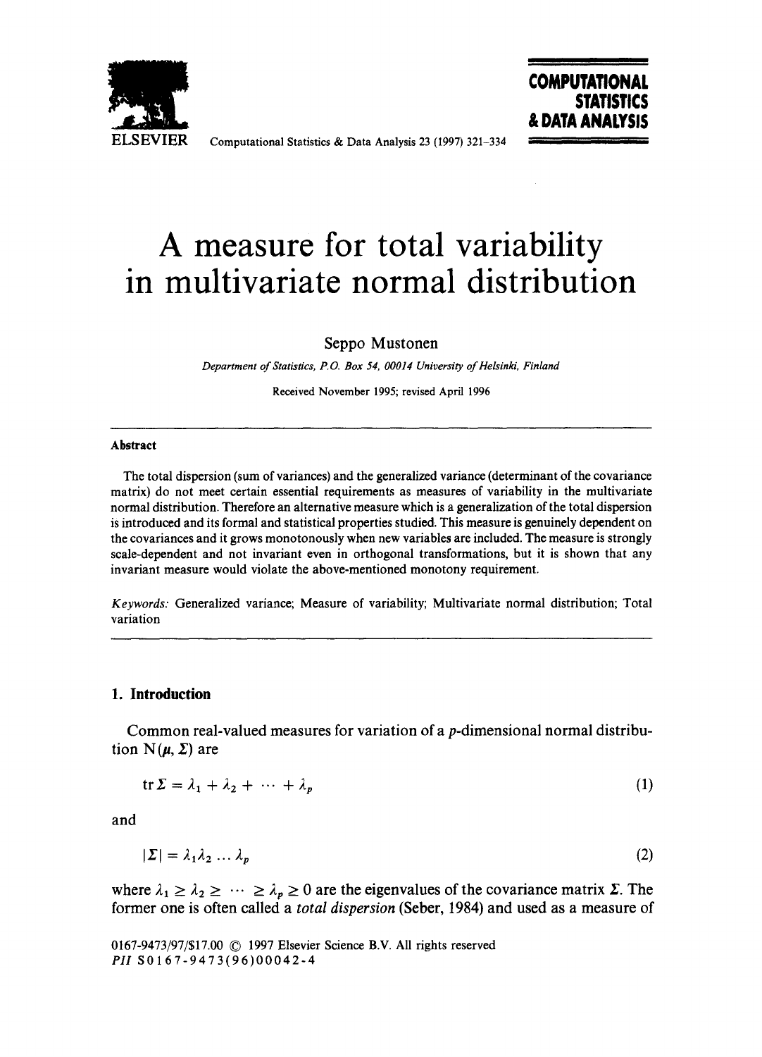# A measure for total variability in multivariate normal distribution

Seppo Mustonen

*Department of Statistics, P.O. Box 54, 00014 University of Helsinki, Finland*

Received November 1995; revised April 1996

---

**Abstract**

The total dispersion (sum of variances) and the generalized variance (determinant of the covariance matrix) do not meet certain essential requirements as measures of variability in the multivariate normal distribution. Therefore an alternative measure which is a generalization of the total dispersion is introduced and its formal and statistical properties studied. This measure is genuinely dependent on the covariances and it grows monotonously when new variables are included. The measure is strongly scale-dependent and not invariant even in orthogonal transformations, but it is shown that any invariant measure would violate the above-mentioned monotony requirement.

*Keywords:* Generalized variance; Measure of variability; Multivariate normal distribution; Total variation

---

## 1. Introduction

Common real-valued measures for variation of a $p$-dimensional normal distribution $\mathrm{N}(\boldsymbol{\mu}, \boldsymbol{\Sigma})$ are

$$\operatorname{tr} \boldsymbol{\Sigma} = \lambda_1 + \lambda_2 + \cdots + \lambda_p \tag{1}$$

and

$$|\boldsymbol{\Sigma}| = \lambda_1 \lambda_2 \ldots \lambda_p \tag{2}$$

where $\lambda_1 \geq \lambda_2 \geq \cdots \geq \lambda_p \geq 0$ are the eigenvalues of the covariance matrix $\boldsymbol{\Sigma}$. The former one is often called a *total dispersion* (Seber, 1984) and used as a measure of

0167-9473/97/$17.00 © 1997 Elsevier Science B.V. All rights reserved
*PII* S0167-9473(96)00042-4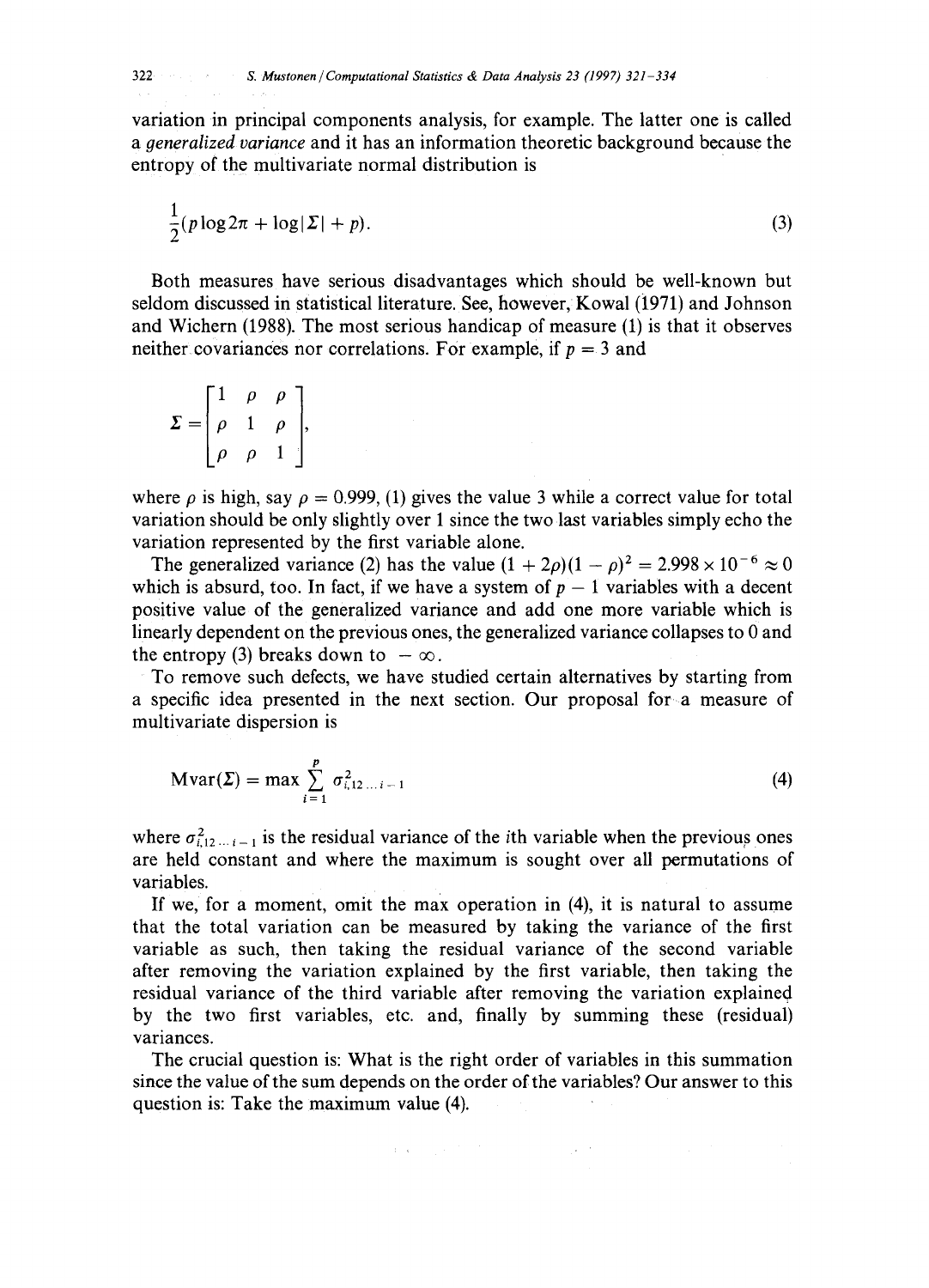variation in principal components analysis, for example. The latter one is called a *generalized variance* and it has an information theoretic background because the entropy of the multivariate normal distribution is

$$\frac{1}{2}(p\log 2\pi + \log|\Sigma| + p). \tag{3}$$

Both measures have serious disadvantages which should be well-known but seldom discussed in statistical literature. See, however, Kowal (1971) and Johnson and Wichern (1988). The most serious handicap of measure (1) is that it observes neither covariances nor correlations. For example, if $p = 3$ and

$$\Sigma = \begin{bmatrix} 1 & \rho & \rho \\ \rho & 1 & \rho \\ \rho & \rho & 1 \end{bmatrix},$$

where $\rho$ is high, say $\rho = 0.999$, (1) gives the value 3 while a correct value for total variation should be only slightly over 1 since the two last variables simply echo the variation represented by the first variable alone.

The generalized variance (2) has the value $(1 + 2\rho)(1 - \rho)^2 = 2.998 \times 10^{-6} \approx 0$ which is absurd, too. In fact, if we have a system of $p - 1$ variables with a decent positive value of the generalized variance and add one more variable which is linearly dependent on the previous ones, the generalized variance collapses to 0 and the entropy (3) breaks down to $-\infty$.

To remove such defects, we have studied certain alternatives by starting from a specific idea presented in the next section. Our proposal for a measure of multivariate dispersion is

$$\text{Mvar}(\Sigma) = \max \sum_{i=1}^{p} \sigma^2_{i.12\ldots i-1} \tag{4}$$

where $\sigma^2_{i.12\ldots i-1}$ is the residual variance of the $i$th variable when the previous ones are held constant and where the maximum is sought over all permutations of variables.

If we, for a moment, omit the max operation in (4), it is natural to assume that the total variation can be measured by taking the variance of the first variable as such, then taking the residual variance of the second variable after removing the variation explained by the first variable, then taking the residual variance of the third variable after removing the variation explained by the two first variables, etc. and, finally by summing these (residual) variances.

The crucial question is: What is the right order of variables in this summation since the value of the sum depends on the order of the variables? Our answer to this question is: Take the maximum value (4).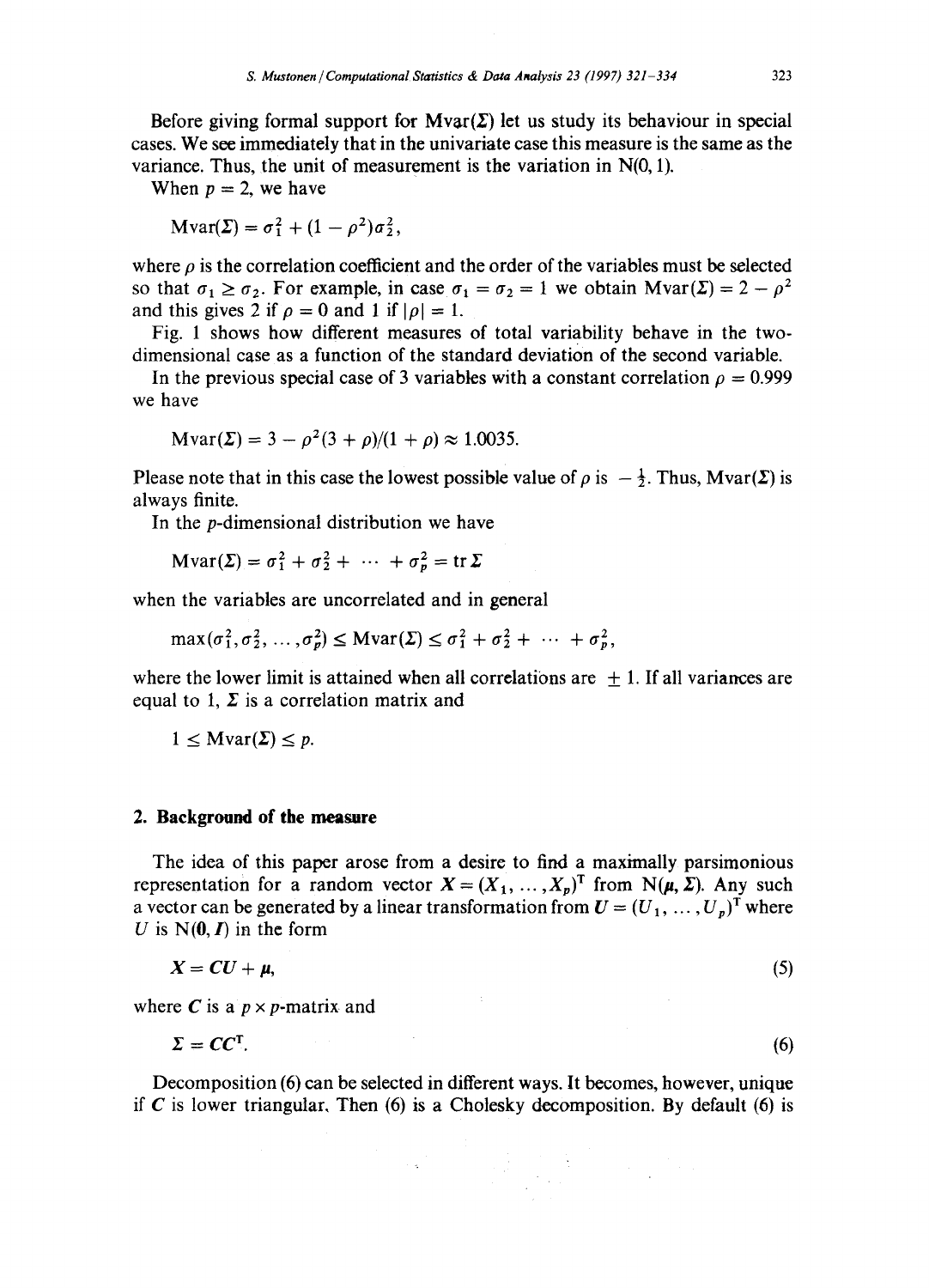Before giving formal support for $\mathrm{Mvar}(\boldsymbol{\Sigma})$ let us study its behaviour in special cases. We see immediately that in the univariate case this measure is the same as the variance. Thus, the unit of measurement is the variation in N(0, 1).

When $p = 2$, we have

$$\mathrm{Mvar}(\boldsymbol{\Sigma}) = \sigma_1^2 + (1 - \rho^2)\sigma_2^2,$$

where $\rho$ is the correlation coefficient and the order of the variables must be selected so that $\sigma_1 \geq \sigma_2$. For example, in case $\sigma_1 = \sigma_2 = 1$ we obtain $\mathrm{Mvar}(\boldsymbol{\Sigma}) = 2 - \rho^2$ and this gives 2 if $\rho = 0$ and 1 if $|\rho| = 1$.

Fig. 1 shows how different measures of total variability behave in the two-dimensional case as a function of the standard deviation of the second variable.

In the previous special case of 3 variables with a constant correlation $\rho = 0.999$ we have

$$\mathrm{Mvar}(\boldsymbol{\Sigma}) = 3 - \rho^2(3 + \rho)/(1 + \rho) \approx 1.0035.$$

Please note that in this case the lowest possible value of $\rho$ is $-\frac{1}{2}$. Thus, $\mathrm{Mvar}(\boldsymbol{\Sigma})$ is always finite.

In the $p$-dimensional distribution we have

$$\mathrm{Mvar}(\boldsymbol{\Sigma}) = \sigma_1^2 + \sigma_2^2 + \cdots + \sigma_p^2 = \mathrm{tr}\,\boldsymbol{\Sigma}$$

when the variables are uncorrelated and in general

$$\max(\sigma_1^2, \sigma_2^2, \ldots, \sigma_p^2) \leq \mathrm{Mvar}(\boldsymbol{\Sigma}) \leq \sigma_1^2 + \sigma_2^2 + \cdots + \sigma_p^2,$$

where the lower limit is attained when all correlations are $\pm 1$. If all variances are equal to 1, $\boldsymbol{\Sigma}$ is a correlation matrix and

$$1 \leq \mathrm{Mvar}(\boldsymbol{\Sigma}) \leq p.$$

## 2. Background of the measure

The idea of this paper arose from a desire to find a maximally parsimonious representation for a random vector $\boldsymbol{X} = (X_1, \ldots, X_p)^{\mathrm{T}}$ from $\mathrm{N}(\boldsymbol{\mu}, \boldsymbol{\Sigma})$. Any such a vector can be generated by a linear transformation from $\boldsymbol{U} = (U_1, \ldots, U_p)^{\mathrm{T}}$ where $U$ is $\mathrm{N}(\boldsymbol{0}, \boldsymbol{I})$ in the form

$$\boldsymbol{X} = \boldsymbol{C}\boldsymbol{U} + \boldsymbol{\mu}, \tag{5}$$

where $\boldsymbol{C}$ is a $p \times p$-matrix and

$$\boldsymbol{\Sigma} = \boldsymbol{C}\boldsymbol{C}^{\mathrm{T}}. \tag{6}$$

Decomposition (6) can be selected in different ways. It becomes, however, unique if $\boldsymbol{C}$ is lower triangular. Then (6) is a Cholesky decomposition. By default (6) is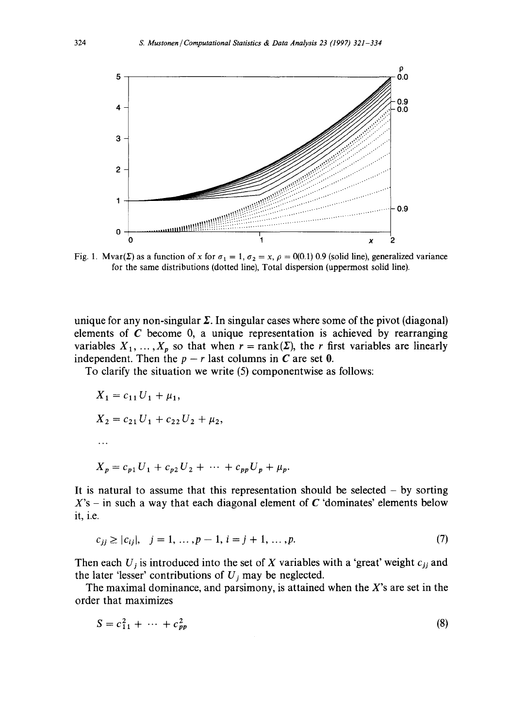Fig. 1. Mvar($\Sigma$) as a function of $x$ for $\sigma_1 = 1$, $\sigma_2 = x$, $\rho = 0(0.1)\,0.9$ (solid line), generalized variance for the same distributions (dotted line), Total dispersion (uppermost solid line).

unique for any non-singular $\boldsymbol{\Sigma}$. In singular cases where some of the pivot (diagonal) elements of $\boldsymbol{C}$ become 0, a unique representation is achieved by rearranging variables $X_1, \ldots, X_p$ so that when $r = \text{rank}(\boldsymbol{\Sigma})$, the $r$ first variables are linearly independent. Then the $p - r$ last columns in $\boldsymbol{C}$ are set $\boldsymbol{0}$.

To clarify the situation we write (5) componentwise as follows:

$$X_1 = c_{11} U_1 + \mu_1,$$

$$X_2 = c_{21} U_1 + c_{22} U_2 + \mu_2,$$

$$\ldots$$

$$X_p = c_{p1} U_1 + c_{p2} U_2 + \cdots + c_{pp} U_p + \mu_p.$$

It is natural to assume that this representation should be selected – by sorting $X$'s – in such a way that each diagonal element of $\boldsymbol{C}$ 'dominates' elements below it, i.e.

$$c_{jj} \geq |c_{ij}|, \quad j = 1, \ldots, p-1, \; i = j+1, \ldots, p. \tag{7}$$

Then each $U_j$ is introduced into the set of $X$ variables with a 'great' weight $c_{jj}$ and the later 'lesser' contributions of $U_j$ may be neglected.

The maximal dominance, and parsimony, is attained when the $X$'s are set in the order that maximizes

$$S = c_{11}^2 + \cdots + c_{pp}^2 \tag{8}$$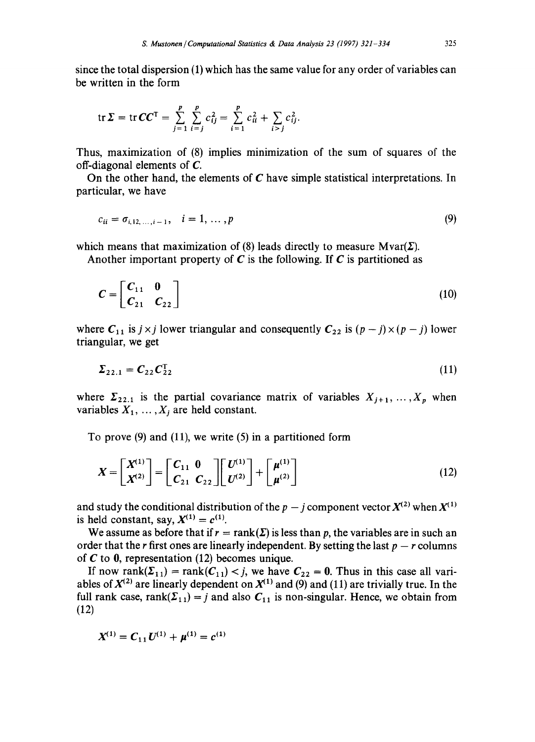since the total dispersion (1) which has the same value for any order of variables can be written in the form

$$\operatorname{tr}\boldsymbol{\Sigma} = \operatorname{tr}\boldsymbol{C}\boldsymbol{C}^{\mathrm{T}} = \sum_{j=1}^{p}\sum_{i=j}^{p} c_{ij}^2 = \sum_{i=1}^{p} c_{ii}^2 + \sum_{i>j} c_{ij}^2.$$

Thus, maximization of (8) implies minimization of the sum of squares of the off-diagonal elements of $\boldsymbol{C}$.

On the other hand, the elements of $\boldsymbol{C}$ have simple statistical interpretations. In particular, we have

$$c_{ii} = \sigma_{i,12,\dots,i-1}, \quad i = 1, \dots, p \tag{9}$$

which means that maximization of (8) leads directly to measure $\operatorname{Mvar}(\boldsymbol{\Sigma})$.

Another important property of $\boldsymbol{C}$ is the following. If $\boldsymbol{C}$ is partitioned as

$$\boldsymbol{C} = \begin{bmatrix} \boldsymbol{C}_{11} & \boldsymbol{0} \\ \boldsymbol{C}_{21} & \boldsymbol{C}_{22} \end{bmatrix} \tag{10}$$

where $\boldsymbol{C}_{11}$ is $j \times j$ lower triangular and consequently $\boldsymbol{C}_{22}$ is $(p-j)\times(p-j)$ lower triangular, we get

$$\boldsymbol{\Sigma}_{22.1} = \boldsymbol{C}_{22}\boldsymbol{C}_{22}^{\mathrm{T}} \tag{11}$$

where $\boldsymbol{\Sigma}_{22.1}$ is the partial covariance matrix of variables $X_{j+1}, \dots, X_p$ when variables $X_1, \dots, X_j$ are held constant.

To prove (9) and (11), we write (5) in a partitioned form

$$\boldsymbol{X} = \begin{bmatrix} \boldsymbol{X}^{(1)} \\ \boldsymbol{X}^{(2)} \end{bmatrix} = \begin{bmatrix} \boldsymbol{C}_{11} & \boldsymbol{0} \\ \boldsymbol{C}_{21} & \boldsymbol{C}_{22} \end{bmatrix} \begin{bmatrix} \boldsymbol{U}^{(1)} \\ \boldsymbol{U}^{(2)} \end{bmatrix} + \begin{bmatrix} \boldsymbol{\mu}^{(1)} \\ \boldsymbol{\mu}^{(2)} \end{bmatrix} \tag{12}$$

and study the conditional distribution of the $p-j$ component vector $\boldsymbol{X}^{(2)}$ when $\boldsymbol{X}^{(1)}$ is held constant, say, $\boldsymbol{X}^{(1)} = \boldsymbol{c}^{(1)}$.

We assume as before that if $r = \operatorname{rank}(\boldsymbol{\Sigma})$ is less than $p$, the variables are in such an order that the $r$ first ones are linearly independent. By setting the last $p-r$ columns of $\boldsymbol{C}$ to $\boldsymbol{0}$, representation (12) becomes unique.

If now $\operatorname{rank}(\boldsymbol{\Sigma}_{11}) = \operatorname{rank}(\boldsymbol{C}_{11}) < j$, we have $\boldsymbol{C}_{22} = \boldsymbol{0}$. Thus in this case all variables of $\boldsymbol{X}^{(2)}$ are linearly dependent on $\boldsymbol{X}^{(1)}$ and (9) and (11) are trivially true. In the full rank case, $\operatorname{rank}(\boldsymbol{\Sigma}_{11}) = j$ and also $\boldsymbol{C}_{11}$ is non-singular. Hence, we obtain from (12)

$$\boldsymbol{X}^{(1)} = \boldsymbol{C}_{11}\boldsymbol{U}^{(1)} + \boldsymbol{\mu}^{(1)} = \boldsymbol{c}^{(1)}$$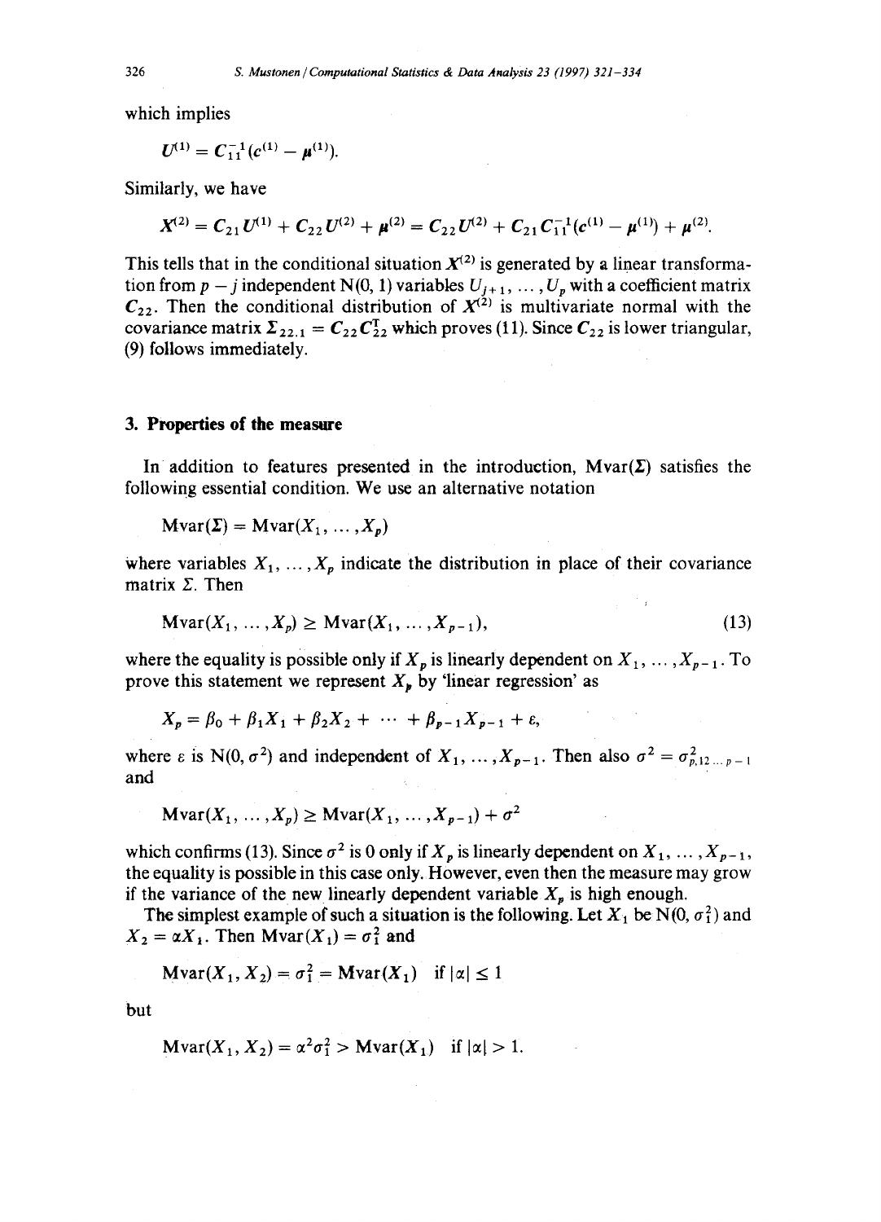which implies

$$U^{(1)} = C_{11}^{-1}(c^{(1)} - \mu^{(1)}).$$

Similarly, we have

$$X^{(2)} = C_{21}U^{(1)} + C_{22}U^{(2)} + \mu^{(2)} = C_{22}U^{(2)} + C_{21}C_{11}^{-1}(c^{(1)} - \mu^{(1)}) + \mu^{(2)}.$$

This tells that in the conditional situation $X^{(2)}$ is generated by a linear transformation from $p - j$ independent N(0, 1) variables $U_{j+1}, \ldots, U_p$ with a coefficient matrix $C_{22}$. Then the conditional distribution of $X^{(2)}$ is multivariate normal with the covariance matrix $\Sigma_{22.1} = C_{22}C_{22}^{\mathrm{T}}$ which proves (11). Since $C_{22}$ is lower triangular, (9) follows immediately.

## 3. Properties of the measure

In addition to features presented in the introduction, Mvar($\Sigma$) satisfies the following essential condition. We use an alternative notation

$$\text{Mvar}(\Sigma) = \text{Mvar}(X_1, \ldots, X_p)$$

where variables $X_1, \ldots, X_p$ indicate the distribution in place of their covariance matrix $\Sigma$. Then

$$\text{Mvar}(X_1, \ldots, X_p) \geq \text{Mvar}(X_1, \ldots, X_{p-1}), \tag{13}$$

where the equality is possible only if $X_p$ is linearly dependent on $X_1, \ldots, X_{p-1}$. To prove this statement we represent $X_p$ by 'linear regression' as

$$X_p = \beta_0 + \beta_1 X_1 + \beta_2 X_2 + \cdots + \beta_{p-1} X_{p-1} + \varepsilon,$$

where $\varepsilon$ is N(0, $\sigma^2$) and independent of $X_1, \ldots, X_{p-1}$. Then also $\sigma^2 = \sigma^2_{p,12\ldots p-1}$ and

$$\text{Mvar}(X_1, \ldots, X_p) \geq \text{Mvar}(X_1, \ldots, X_{p-1}) + \sigma^2$$

which confirms (13). Since $\sigma^2$ is 0 only if $X_p$ is linearly dependent on $X_1, \ldots, X_{p-1}$, the equality is possible in this case only. However, even then the measure may grow if the variance of the new linearly dependent variable $X_p$ is high enough.

The simplest example of such a situation is the following. Let $X_1$ be N(0, $\sigma_1^2$) and $X_2 = \alpha X_1$. Then $\text{Mvar}(X_1) = \sigma_1^2$ and

$$\text{Mvar}(X_1, X_2) = \sigma_1^2 = \text{Mvar}(X_1) \quad \text{if } |\alpha| \leq 1$$

but

$$\text{Mvar}(X_1, X_2) = \alpha^2\sigma_1^2 > \text{Mvar}(X_1) \quad \text{if } |\alpha| > 1.$$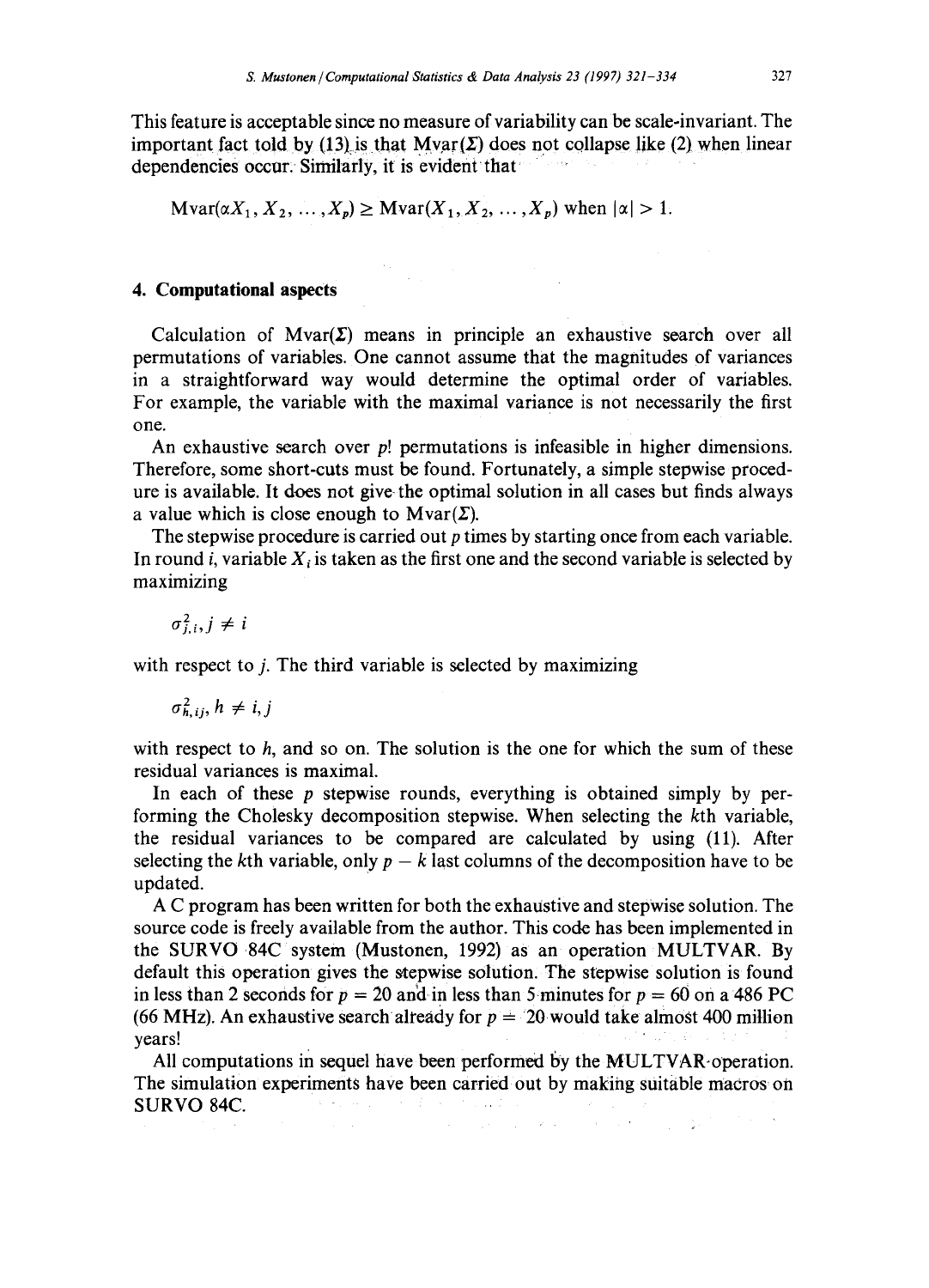This feature is acceptable since no measure of variability can be scale-invariant. The important fact told by (13) is that $\mathrm{Mvar}(\Sigma)$ does not collapse like (2) when linear dependencies occur. Similarly, it is evident that

$$\mathrm{Mvar}(\alpha X_1, X_2, \ldots, X_p) \geq \mathrm{Mvar}(X_1, X_2, \ldots, X_p) \text{ when } |\alpha| > 1.$$

## 4. Computational aspects

Calculation of $\mathrm{Mvar}(\Sigma)$ means in principle an exhaustive search over all permutations of variables. One cannot assume that the magnitudes of variances in a straightforward way would determine the optimal order of variables. For example, the variable with the maximal variance is not necessarily the first one.

An exhaustive search over $p!$ permutations is infeasible in higher dimensions. Therefore, some short-cuts must be found. Fortunately, a simple stepwise procedure is available. It does not give the optimal solution in all cases but finds always a value which is close enough to $\mathrm{Mvar}(\Sigma)$.

The stepwise procedure is carried out $p$ times by starting once from each variable. In round $i$, variable $X_i$ is taken as the first one and the second variable is selected by maximizing

$$\sigma^2_{j.i}, j \neq i$$

with respect to $j$. The third variable is selected by maximizing

$$\sigma^2_{h.ij}, h \neq i, j$$

with respect to $h$, and so on. The solution is the one for which the sum of these residual variances is maximal.

In each of these $p$ stepwise rounds, everything is obtained simply by performing the Cholesky decomposition stepwise. When selecting the $k$th variable, the residual variances to be compared are calculated by using (11). After selecting the $k$th variable, only $p - k$ last columns of the decomposition have to be updated.

A C program has been written for both the exhaustive and stepwise solution. The source code is freely available from the author. This code has been implemented in the SURVO 84C system (Mustonen, 1992) as an operation MULTVAR. By default this operation gives the stepwise solution. The stepwise solution is found in less than 2 seconds for $p = 20$ and in less than 5 minutes for $p = 60$ on a 486 PC (66 MHz). An exhaustive search already for $p = 20$ would take almost 400 million years!

All computations in sequel have been performed by the MULTVAR operation. The simulation experiments have been carried out by making suitable macros on SURVO 84C.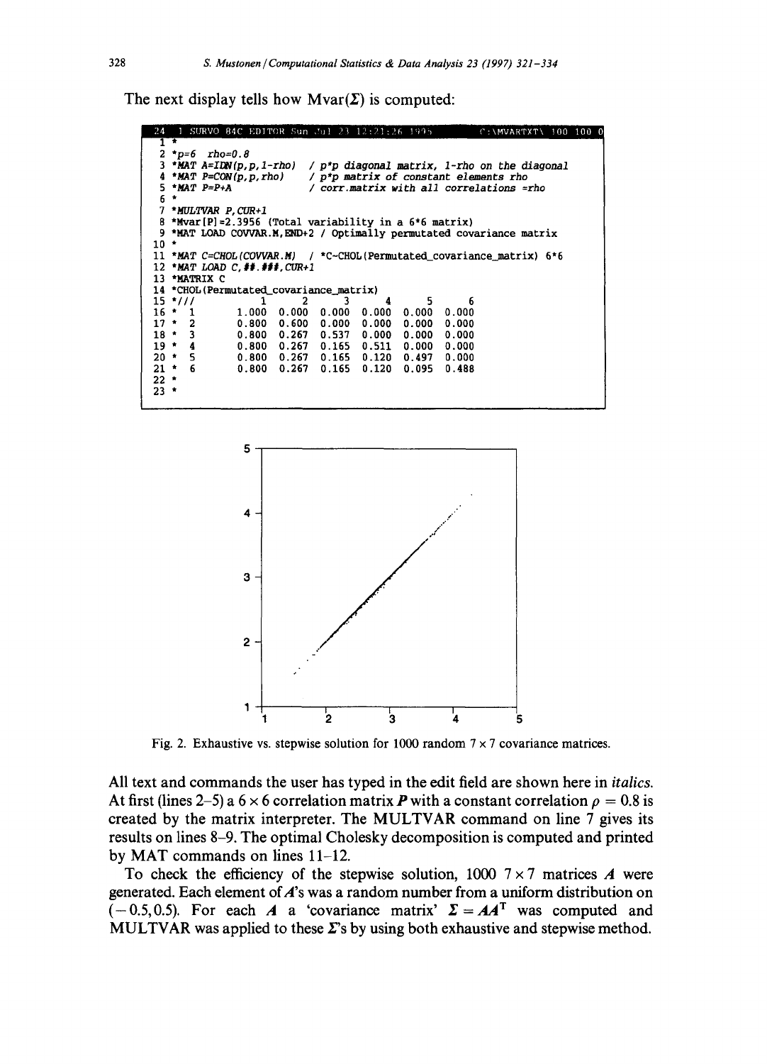The next display tells how $\text{Mvar}(\Sigma)$ is computed:

```
24  1 SURVO 84C EDITOR Sun Jul 23 12:21:26 1995          C:\MVARTXT\ 100 100 0
 1 *
 2 *p=6  rho=0.8
 3 *MAT A=IDN(p,p,1-rho)  / p*p diagonal matrix, 1-rho on the diagonal
 4 *MAT P=CON(p,p,rho)    / p*p matrix of constant elements rho
 5 *MAT P=P+A             / corr.matrix with all correlations =rho
 6 *
 7 *MULTVAR P,CUR+1
 8 *Mvar[P]=2.3956 (Total variability in a 6*6 matrix)
 9 *MAT LOAD COVVAR.M,END+2 / Optimally permutated covariance matrix
10 *
11 *MAT C=CHOL(COVVAR.M)  / *C~CHOL(Permutated_covariance_matrix) 6*6
12 *MAT LOAD C,##.###,CUR+1
13 *MATRIX C
14 *CHOL(Permutated_covariance_matrix)
15 *///       1      2      3      4      5      6
16 *  1    1.000  0.000  0.000  0.000  0.000  0.000
17 *  2    0.800  0.600  0.000  0.000  0.000  0.000
18 *  3    0.800  0.267  0.537  0.000  0.000  0.000
19 *  4    0.800  0.267  0.165  0.511  0.000  0.000
20 *  5    0.800  0.267  0.165  0.120  0.497  0.000
21 *  6    0.800  0.267  0.165  0.120  0.095  0.488
22 *
23 *
```

Fig. 2. Exhaustive vs. stepwise solution for 1000 random $7 \times 7$ covariance matrices.

All text and commands the user has typed in the edit field are shown here in *italics*. At first (lines 2–5) a $6 \times 6$ correlation matrix $\boldsymbol{P}$ with a constant correlation $\rho = 0.8$ is created by the matrix interpreter. The MULTVAR command on line 7 gives its results on lines 8–9. The optimal Cholesky decomposition is computed and printed by MAT commands on lines 11–12.

To check the efficiency of the stepwise solution, 1000 $7 \times 7$ matrices $\boldsymbol{A}$ were generated. Each element of $\boldsymbol{A}$'s was a random number from a uniform distribution on $(-0.5, 0.5)$. For each $\boldsymbol{A}$ a 'covariance matrix' $\boldsymbol{\Sigma} = \boldsymbol{A}\boldsymbol{A}^{\mathrm{T}}$ was computed and MULTVAR was applied to these $\boldsymbol{\Sigma}$'s by using both exhaustive and stepwise method.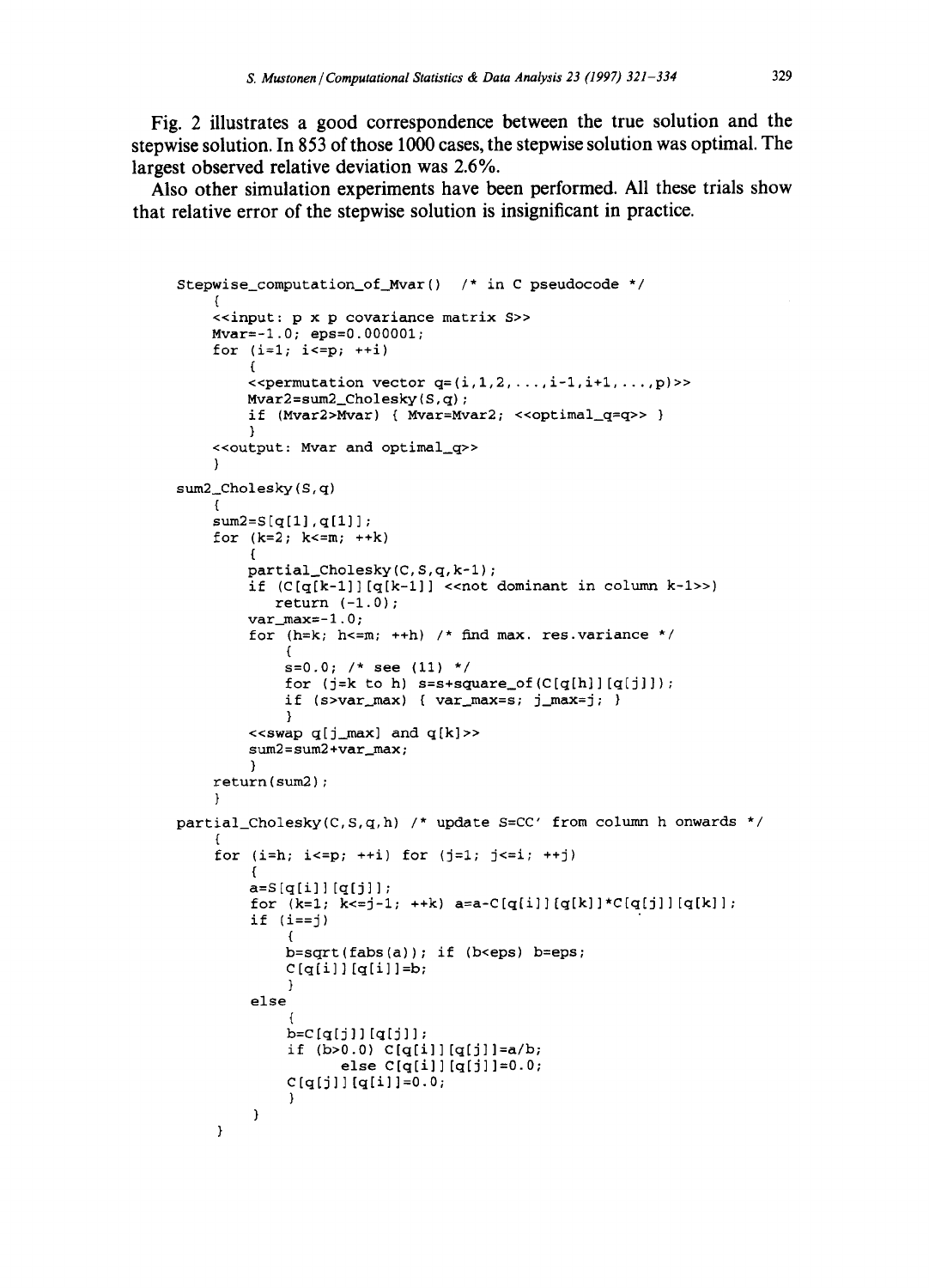Fig. 2 illustrates a good correspondence between the true solution and the stepwise solution. In 853 of those 1000 cases, the stepwise solution was optimal. The largest observed relative deviation was 2.6%.

Also other simulation experiments have been performed. All these trials show that relative error of the stepwise solution is insignificant in practice.

```
Stepwise_computation_of_Mvar()  /* in C pseudocode */
    {
    <<input: p x p covariance matrix S>>
    Mvar=-1.0; eps=0.000001;
    for (i=1; i<=p; ++i)
        {
        <<permutation vector q=(i,1,2,...,i-1,i+1,...,p)>>
        Mvar2=sum2_Cholesky(S,q);
        if (Mvar2>Mvar) { Mvar=Mvar2; <<optimal_q=q>> }
        }
    <<output: Mvar and optimal_q>>
    }
sum2_Cholesky(S,q)
    {
    sum2=S[q[1],q[1]];
    for (k=2; k<=m; ++k)
        {
        partial_Cholesky(C,S,q,k-1);
        if (C[q[k-1]][q[k-1]] <<not dominant in column k-1>>)
           return (-1.0);
        var_max=-1.0;
        for (h=k; h<=m; ++h) /* find max. res.variance */
            {
            s=0.0; /* see (11) */
            for (j=k to h) s=s+square_of(C[q[h]][q[j]]);
            if (s>var_max) { var_max=s; j_max=j; }
            }
        <<swap q[j_max] and q[k]>>
        sum2=sum2+var_max;
        }
    return(sum2);
    }
partial_Cholesky(C,S,q,h) /* update S=CC' from column h onwards */
    {
    for (i=h; i<=p; ++i) for (j=1; j<=i; ++j)
        {
        a=S[q[i]][q[j]];
        for (k=1; k<=j-1; ++k) a=a-C[q[i]][q[k]]*C[q[j]][q[k]];
        if (i==j)
            {
            b=sqrt(fabs(a)); if (b<eps) b=eps;
            C[q[i]][q[i]]=b;
            }
        else
            {
            b=C[q[j]][q[j]];
            if (b>0.0) C[q[i]][q[j]]=a/b;
                 else C[q[i]][q[j]]=0.0;
            C[q[j]][q[i]]=0.0;
            }
        }
    }
```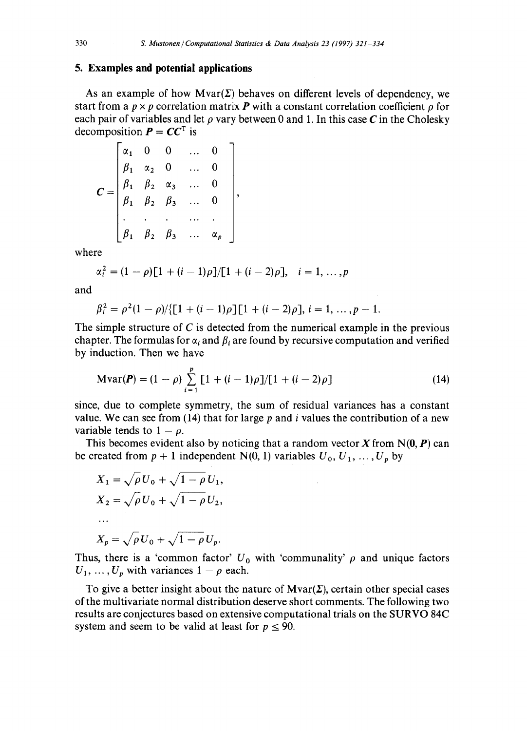## 5. Examples and potential applications

As an example of how $\text{Mvar}(\boldsymbol{\Sigma})$ behaves on different levels of dependency, we start from a $p \times p$ correlation matrix $\boldsymbol{P}$ with a constant correlation coefficient $\rho$ for each pair of variables and let $\rho$ vary between 0 and 1. In this case $\boldsymbol{C}$ in the Cholesky decomposition $\boldsymbol{P} = \boldsymbol{C}\boldsymbol{C}^{\mathrm{T}}$ is

$$
\boldsymbol{C} = \begin{bmatrix} \alpha_1 & 0 & 0 & \dots & 0 \\ \beta_1 & \alpha_2 & 0 & \dots & 0 \\ \beta_1 & \beta_2 & \alpha_3 & \dots & 0 \\ \beta_1 & \beta_2 & \beta_3 & \dots & 0 \\ \cdot & \cdot & \cdot & \dots & \cdot \\ \beta_1 & \beta_2 & \beta_3 & \dots & \alpha_p \end{bmatrix},
$$

where

$$
\alpha_i^2 = (1-\rho)[1+(i-1)\rho]/[1+(i-2)\rho], \quad i = 1, \dots, p
$$

and

$$
\beta_i^2 = \rho^2(1-\rho)/\{[1+(i-1)\rho][1+(i-2)\rho], \; i = 1, \dots, p-1.
$$

The simple structure of $C$ is detected from the numerical example in the previous chapter. The formulas for $\alpha_i$ and $\beta_i$ are found by recursive computation and verified by induction. Then we have

$$
\text{Mvar}(\boldsymbol{P}) = (1-\rho) \sum_{i=1}^{p} [1+(i-1)\rho]/[1+(i-2)\rho] \tag{14}
$$

since, due to complete symmetry, the sum of residual variances has a constant value. We can see from (14) that for large $p$ and $i$ values the contribution of a new variable tends to $1-\rho$.

This becomes evident also by noticing that a random vector $\boldsymbol{X}$ from $\mathrm{N}(\boldsymbol{0}, \boldsymbol{P})$ can be created from $p+1$ independent $\mathrm{N}(0, 1)$ variables $U_0, U_1, \dots, U_p$ by

$$
X_1 = \sqrt{\rho}\,U_0 + \sqrt{1-\rho}\,U_1,
$$

$$
X_2 = \sqrt{\rho}\,U_0 + \sqrt{1-\rho}\,U_2,
$$

$$
\dots
$$

$$
X_p = \sqrt{\rho}\,U_0 + \sqrt{1-\rho}\,U_p.
$$

Thus, there is a 'common factor' $U_0$ with 'communality' $\rho$ and unique factors $U_1, \dots, U_p$ with variances $1-\rho$ each.

To give a better insight about the nature of $\text{Mvar}(\boldsymbol{\Sigma})$, certain other special cases of the multivariate normal distribution deserve short comments. The following two results are conjectures based on extensive computational trials on the SURVO 84C system and seem to be valid at least for $p \leq 90$.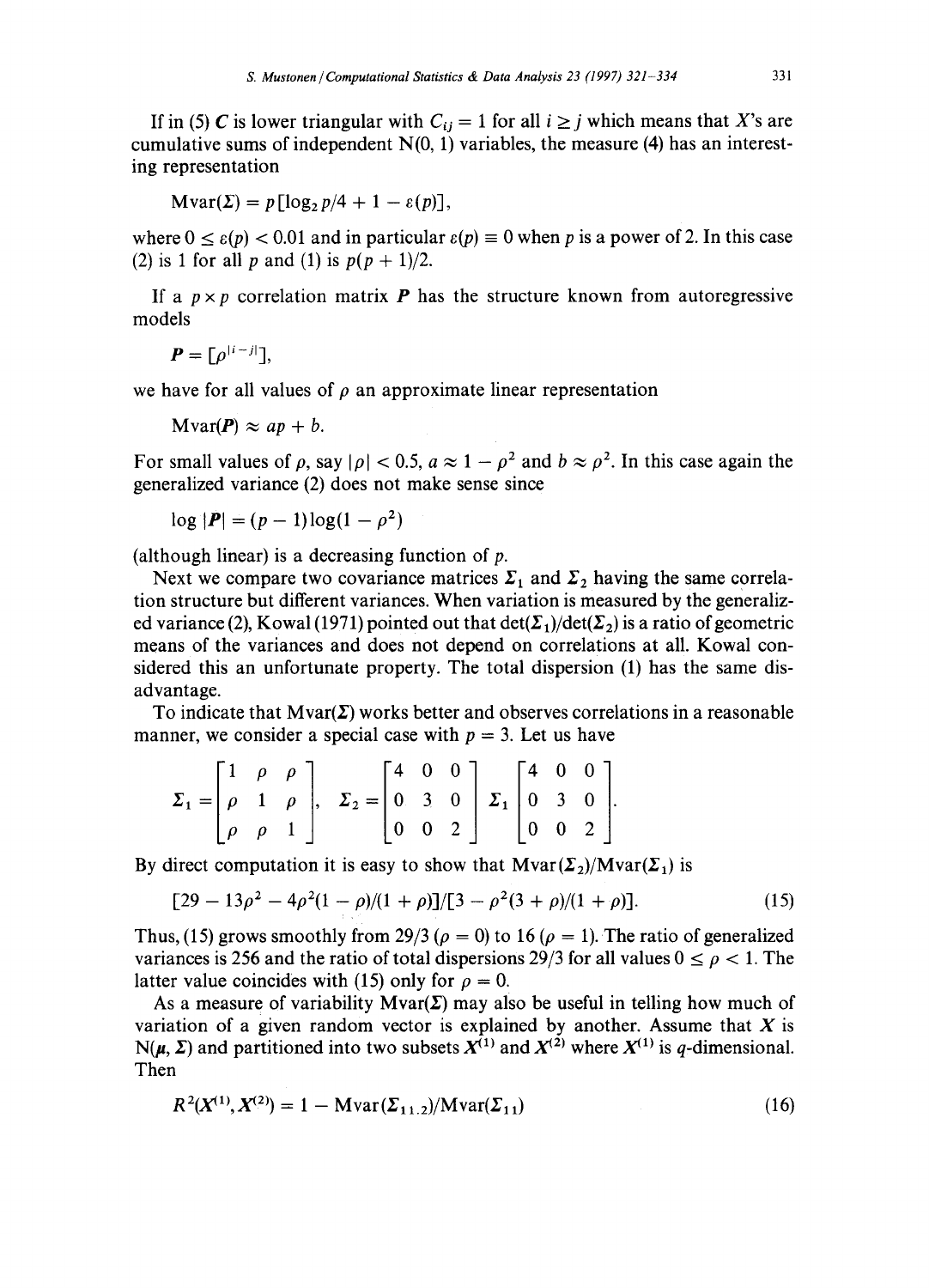If in (5) $\boldsymbol{C}$ is lower triangular with $C_{ij} = 1$ for all $i \geq j$ which means that $X$'s are cumulative sums of independent N(0, 1) variables, the measure (4) has an interesting representation

$$\mathrm{Mvar}(\boldsymbol{\Sigma}) = p[\log_2 p/4 + 1 - \varepsilon(p)],$$

where $0 \leq \varepsilon(p) < 0.01$ and in particular $\varepsilon(p) \equiv 0$ when $p$ is a power of 2. In this case (2) is 1 for all $p$ and (1) is $p(p+1)/2$.

If a $p \times p$ correlation matrix $\boldsymbol{P}$ has the structure known from autoregressive models

$$\boldsymbol{P} = [\rho^{|i-j|}],$$

we have for all values of $\rho$ an approximate linear representation

$$\mathrm{Mvar}(\boldsymbol{P}) \approx ap + b.$$

For small values of $\rho$, say $|\rho| < 0.5$, $a \approx 1 - \rho^2$ and $b \approx \rho^2$. In this case again the generalized variance (2) does not make sense since

$$\log |\boldsymbol{P}| = (p-1)\log(1-\rho^2)$$

(although linear) is a decreasing function of $p$.

Next we compare two covariance matrices $\boldsymbol{\Sigma}_1$ and $\boldsymbol{\Sigma}_2$ having the same correlation structure but different variances. When variation is measured by the generalized variance (2), Kowal (1971) pointed out that $\det(\boldsymbol{\Sigma}_1)/\det(\boldsymbol{\Sigma}_2)$ is a ratio of geometric means of the variances and does not depend on correlations at all. Kowal considered this an unfortunate property. The total dispersion (1) has the same disadvantage.

To indicate that $\mathrm{Mvar}(\boldsymbol{\Sigma})$ works better and observes correlations in a reasonable manner, we consider a special case with $p = 3$. Let us have

$$\boldsymbol{\Sigma}_1 = \begin{bmatrix} 1 & \rho & \rho \\ \rho & 1 & \rho \\ \rho & \rho & 1 \end{bmatrix}, \quad \boldsymbol{\Sigma}_2 = \begin{bmatrix} 4 & 0 & 0 \\ 0 & 3 & 0 \\ 0 & 0 & 2 \end{bmatrix} \boldsymbol{\Sigma}_1 \begin{bmatrix} 4 & 0 & 0 \\ 0 & 3 & 0 \\ 0 & 0 & 2 \end{bmatrix}.$$

By direct computation it is easy to show that $\mathrm{Mvar}(\boldsymbol{\Sigma}_2)/\mathrm{Mvar}(\boldsymbol{\Sigma}_1)$ is

$$[29 - 13\rho^2 - 4\rho^2(1-\rho)/(1+\rho)]/[3 - \rho^2(3+\rho)/(1+\rho)]. \tag{15}$$

Thus, (15) grows smoothly from 29/3 ($\rho = 0$) to 16 ($\rho = 1$). The ratio of generalized variances is 256 and the ratio of total dispersions 29/3 for all values $0 \leq \rho < 1$. The latter value coincides with (15) only for $\rho = 0$.

As a measure of variability $\mathrm{Mvar}(\boldsymbol{\Sigma})$ may also be useful in telling how much of variation of a given random vector is explained by another. Assume that $\boldsymbol{X}$ is $\mathrm{N}(\boldsymbol{\mu}, \boldsymbol{\Sigma})$ and partitioned into two subsets $\boldsymbol{X}^{(1)}$ and $\boldsymbol{X}^{(2)}$ where $\boldsymbol{X}^{(1)}$ is $q$-dimensional. Then

$$R^2(\boldsymbol{X}^{(1)}, \boldsymbol{X}^{(2)}) = 1 - \mathrm{Mvar}(\boldsymbol{\Sigma}_{11.2})/\mathrm{Mvar}(\boldsymbol{\Sigma}_{11}) \tag{16}$$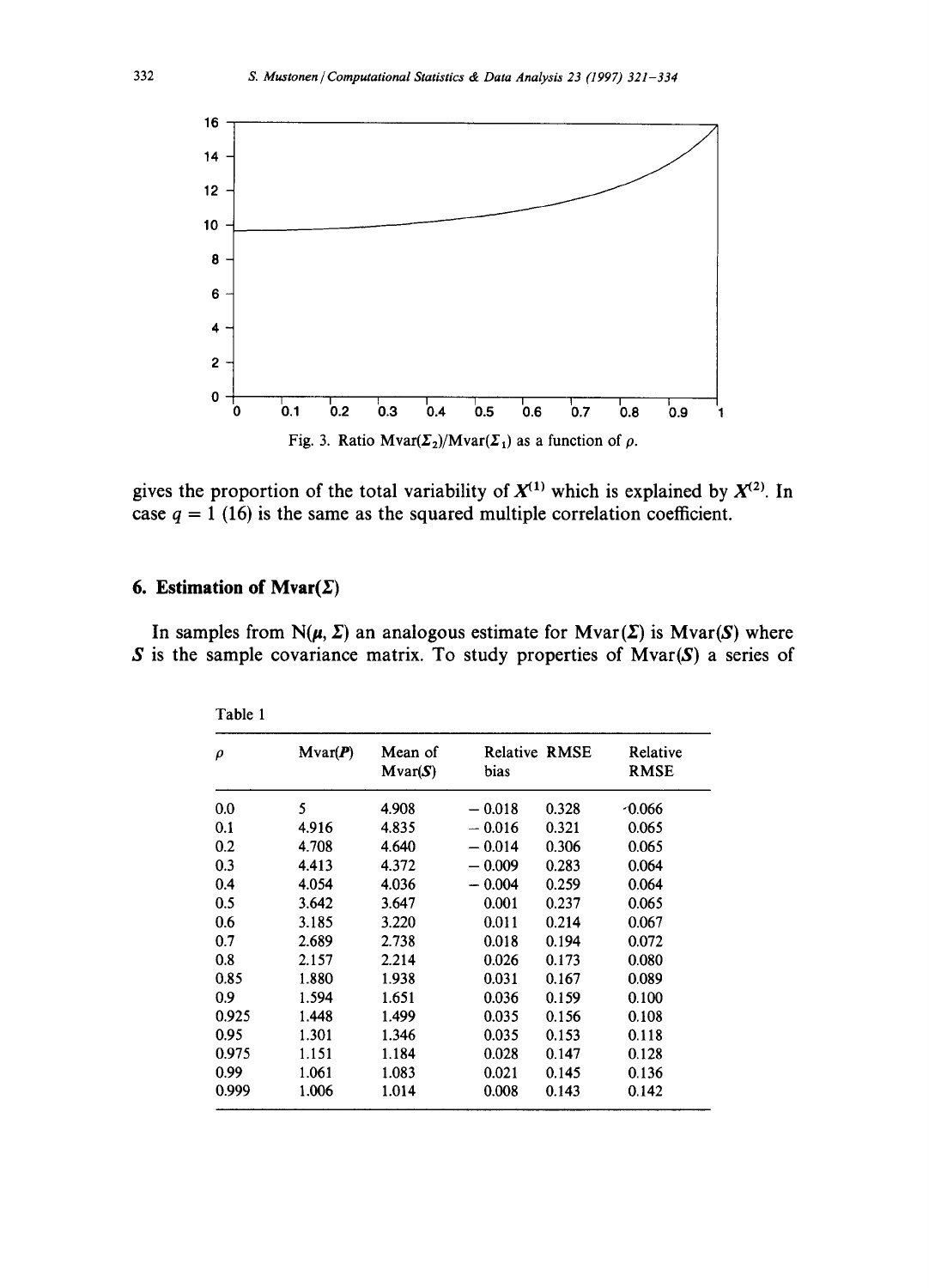Fig. 3. Ratio $\mathrm{Mvar}(\boldsymbol{\Sigma}_2)/\mathrm{Mvar}(\boldsymbol{\Sigma}_1)$ as a function of $\rho$.

gives the proportion of the total variability of $\boldsymbol{X}^{(1)}$ which is explained by $\boldsymbol{X}^{(2)}$. In case $q = 1$ (16) is the same as the squared multiple correlation coefficient.

## 6. Estimation of Mvar($\boldsymbol{\Sigma}$)

In samples from $\mathrm{N}(\boldsymbol{\mu}, \boldsymbol{\Sigma})$ an analogous estimate for $\mathrm{Mvar}(\boldsymbol{\Sigma})$ is $\mathrm{Mvar}(\boldsymbol{S})$ where $\boldsymbol{S}$ is the sample covariance matrix. To study properties of $\mathrm{Mvar}(\boldsymbol{S})$ a series of

Table 1

| $\rho$ | Mvar($\boldsymbol{P}$) | Mean of Mvar($\boldsymbol{S}$) | Relative bias | RMSE | Relative RMSE |
|---|---|---|---|---|---|
| 0.0 | 5 | 4.908 | − 0.018 | 0.328 | 0.066 |
| 0.1 | 4.916 | 4.835 | − 0.016 | 0.321 | 0.065 |
| 0.2 | 4.708 | 4.640 | − 0.014 | 0.306 | 0.065 |
| 0.3 | 4.413 | 4.372 | − 0.009 | 0.283 | 0.064 |
| 0.4 | 4.054 | 4.036 | − 0.004 | 0.259 | 0.064 |
| 0.5 | 3.642 | 3.647 | 0.001 | 0.237 | 0.065 |
| 0.6 | 3.185 | 3.220 | 0.011 | 0.214 | 0.067 |
| 0.7 | 2.689 | 2.738 | 0.018 | 0.194 | 0.072 |
| 0.8 | 2.157 | 2.214 | 0.026 | 0.173 | 0.080 |
| 0.85 | 1.880 | 1.938 | 0.031 | 0.167 | 0.089 |
| 0.9 | 1.594 | 1.651 | 0.036 | 0.159 | 0.100 |
| 0.925 | 1.448 | 1.499 | 0.035 | 0.156 | 0.108 |
| 0.95 | 1.301 | 1.346 | 0.035 | 0.153 | 0.118 |
| 0.975 | 1.151 | 1.184 | 0.028 | 0.147 | 0.128 |
| 0.99 | 1.061 | 1.083 | 0.021 | 0.145 | 0.136 |
| 0.999 | 1.006 | 1.014 | 0.008 | 0.143 | 0.142 |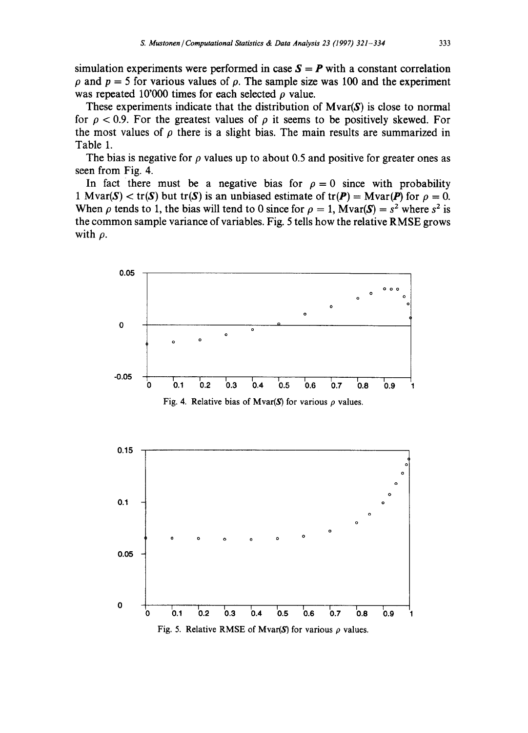simulation experiments were performed in case $\mathbf{S} = \mathbf{P}$ with a constant correlation $\rho$ and $p = 5$ for various values of $\rho$. The sample size was 100 and the experiment was repeated 10'000 times for each selected $\rho$ value.

These experiments indicate that the distribution of Mvar($\mathbf{S}$) is close to normal for $\rho < 0.9$. For the greatest values of $\rho$ it seems to be positively skewed. For the most values of $\rho$ there is a slight bias. The main results are summarized in Table 1.

The bias is negative for $\rho$ values up to about 0.5 and positive for greater ones as seen from Fig. 4.

In fact there must be a negative bias for $\rho = 0$ since with probability 1 Mvar($\mathbf{S}$) $<$ tr($\mathbf{S}$) but tr($\mathbf{S}$) is an unbiased estimate of tr($\mathbf{P}$) $=$ Mvar($\mathbf{P}$) for $\rho = 0$. When $\rho$ tends to 1, the bias will tend to 0 since for $\rho = 1$, Mvar($\mathbf{S}$) $= s^2$ where $s^2$ is the common sample variance of variables. Fig. 5 tells how the relative RMSE grows with $\rho$.

Fig. 4. Relative bias of Mvar($\mathbf{S}$) for various $\rho$ values.

Fig. 5. Relative RMSE of Mvar($\mathbf{S}$) for various $\rho$ values.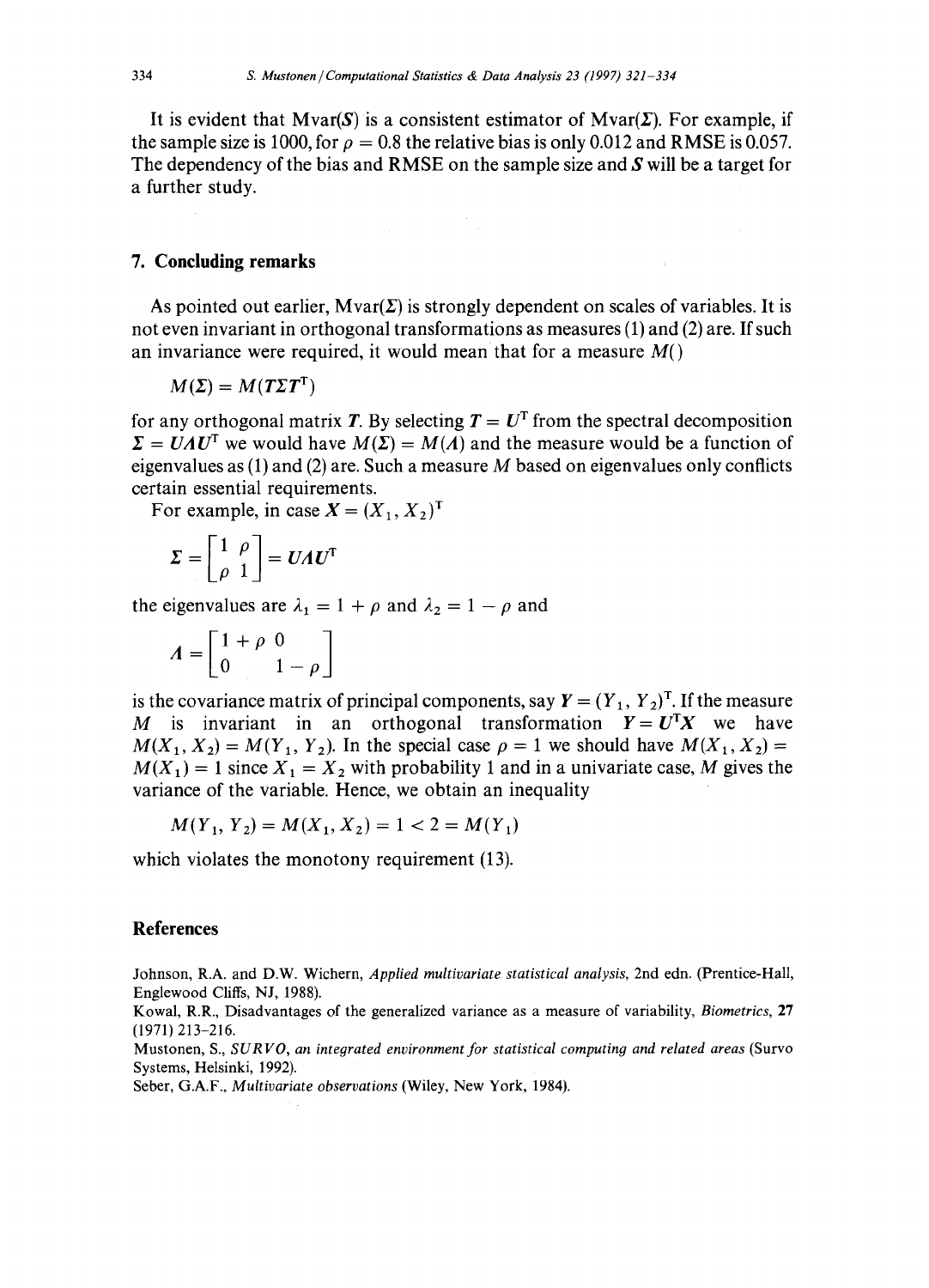It is evident that $\text{Mvar}(\boldsymbol{S})$ is a consistent estimator of $\text{Mvar}(\boldsymbol{\Sigma})$. For example, if the sample size is 1000, for $\rho = 0.8$ the relative bias is only 0.012 and RMSE is 0.057. The dependency of the bias and RMSE on the sample size and $\boldsymbol{S}$ will be a target for a further study.

## 7. Concluding remarks

As pointed out earlier, $\text{Mvar}(\boldsymbol{\Sigma})$ is strongly dependent on scales of variables. It is not even invariant in orthogonal transformations as measures (1) and (2) are. If such an invariance were required, it would mean that for a measure $M()$

$$M(\boldsymbol{\Sigma}) = M(\boldsymbol{T}\boldsymbol{\Sigma}\boldsymbol{T}^{\mathrm{T}})$$

for any orthogonal matrix $\boldsymbol{T}$. By selecting $\boldsymbol{T} = \boldsymbol{U}^{\mathrm{T}}$ from the spectral decomposition $\boldsymbol{\Sigma} = \boldsymbol{U}\boldsymbol{\Lambda}\boldsymbol{U}^{\mathrm{T}}$ we would have $M(\boldsymbol{\Sigma}) = M(\boldsymbol{\Lambda})$ and the measure would be a function of eigenvalues as (1) and (2) are. Such a measure $M$ based on eigenvalues only conflicts certain essential requirements.

For example, in case $\boldsymbol{X} = (X_1, X_2)^{\mathrm{T}}$

$$\boldsymbol{\Sigma} = \begin{bmatrix} 1 & \rho \\ \rho & 1 \end{bmatrix} = \boldsymbol{U}\boldsymbol{\Lambda}\boldsymbol{U}^{\mathrm{T}}$$

the eigenvalues are $\lambda_1 = 1 + \rho$ and $\lambda_2 = 1 - \rho$ and

$$\boldsymbol{\Lambda} = \begin{bmatrix} 1+\rho & 0 \\ 0 & 1-\rho \end{bmatrix}$$

is the covariance matrix of principal components, say $\boldsymbol{Y} = (Y_1, Y_2)^{\mathrm{T}}$. If the measure $M$ is invariant in an orthogonal transformation $\boldsymbol{Y} = \boldsymbol{U}^{\mathrm{T}}\boldsymbol{X}$ we have $M(X_1, X_2) = M(Y_1, Y_2)$. In the special case $\rho = 1$ we should have $M(X_1, X_2) = M(X_1) = 1$ since $X_1 = X_2$ with probability 1 and in a univariate case, $M$ gives the variance of the variable. Hence, we obtain an inequality

$$M(Y_1, Y_2) = M(X_1, X_2) = 1 < 2 = M(Y_1)$$

which violates the monotony requirement (13).

## References

Johnson, R.A. and D.W. Wichern, *Applied multivariate statistical analysis*, 2nd edn. (Prentice-Hall, Englewood Cliffs, NJ, 1988).

Kowal, R.R., Disadvantages of the generalized variance as a measure of variability, *Biometrics*, **27** (1971) 213–216.

Mustonen, S., *SURVO, an integrated environment for statistical computing and related areas* (Survo Systems, Helsinki, 1992).

Seber, G.A.F., *Multivariate observations* (Wiley, New York, 1984).